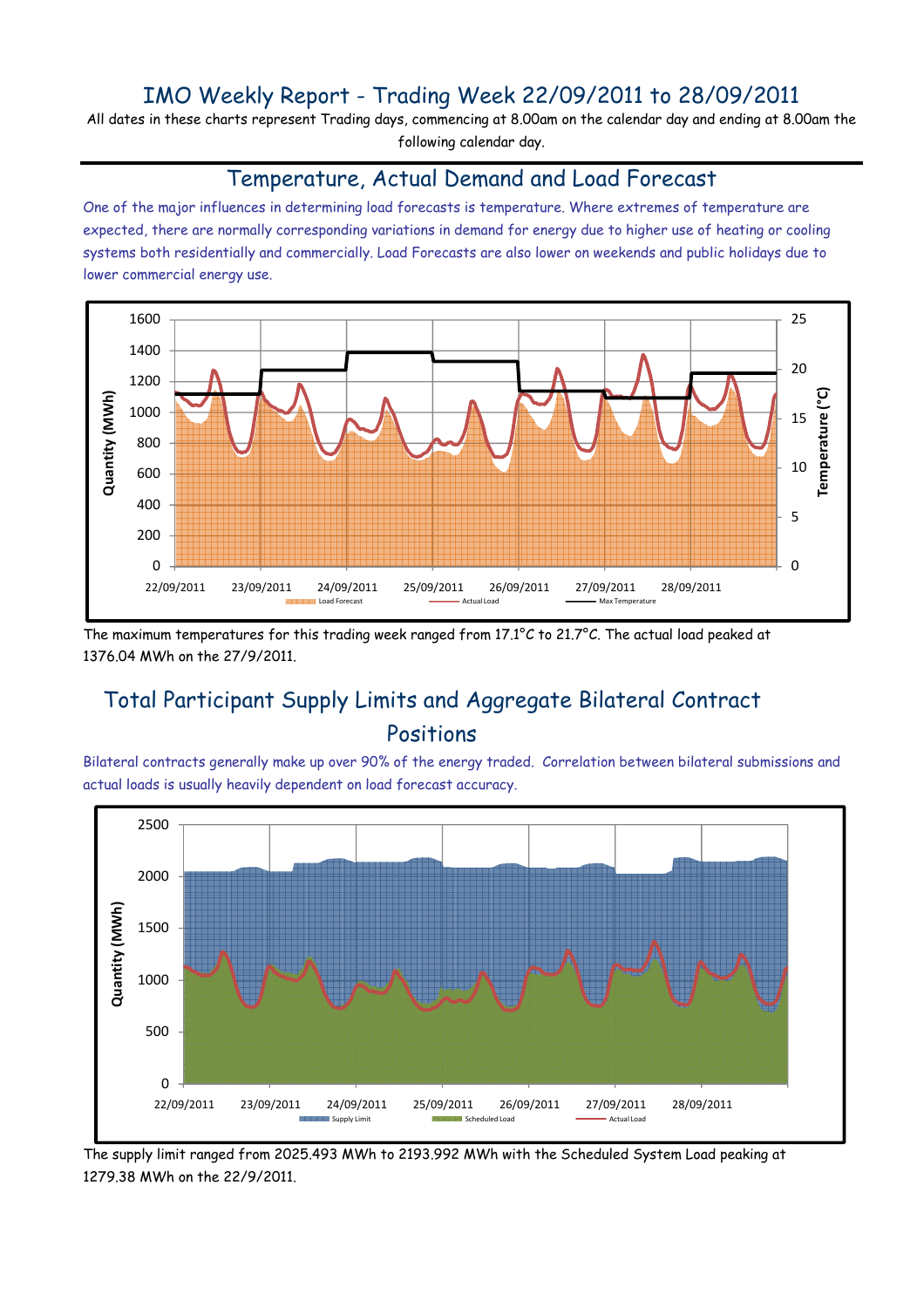# IMO Weekly Report - Trading Week 22/09/2011 to 28/09/2011

All dates in these charts represent Trading days, commencing at 8.00am on the calendar day and ending at 8.00am the following calendar day.

## Temperature, Actual Demand and Load Forecast

One of the major influences in determining load forecasts is temperature. Where extremes of temperature are expected, there are normally corresponding variations in demand for energy due to higher use of heating or cooling systems both residentially and commercially. Load Forecasts are also lower on weekends and public holidays due to lower commercial energy use.

The maximum temperatures for this trading week ranged from 17.1°C to 21.7°C. The actual load peaked at 1376.04 MWh on the 27/9/2011.

## Total Participant Supply Limits and Aggregate Bilateral Contract Positions

Bilateral contracts generally make up over 90% of the energy traded. Correlation between bilateral submissions and actual loads is usually heavily dependent on load forecast accuracy.

The supply limit ranged from 2025.493 MWh to 2193.992 MWh with the Scheduled System Load peaking at 1279.38 MWh on the 22/9/2011.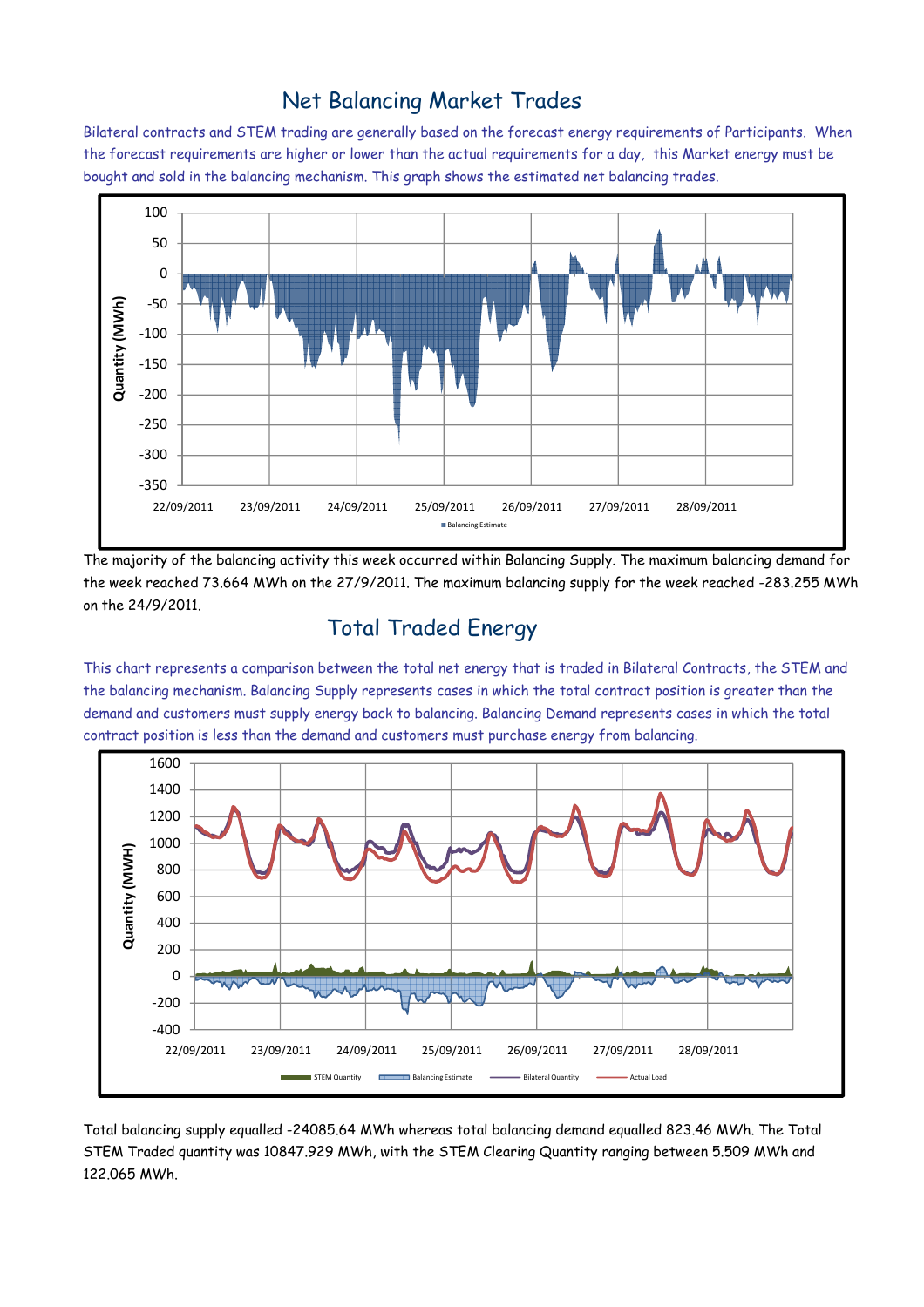## Net Balancing Market Trades

Bilateral contracts and STEM trading are generally based on the forecast energy requirements of Participants. When the forecast requirements are higher or lower than the actual requirements for a day, this Market energy must be bought and sold in the balancing mechanism. This graph shows the estimated net balancing trades.

The majority of the balancing activity this week occurred within Balancing Supply. The maximum balancing demand for the week reached 73.664 MWh on the 27/9/2011. The maximum balancing supply for the week reached -283.255 MWh on the 24/9/2011.

## Total Traded Energy

This chart represents a comparison between the total net energy that is traded in Bilateral Contracts, the STEM and the balancing mechanism. Balancing Supply represents cases in which the total contract position is greater than the demand and customers must supply energy back to balancing. Balancing Demand represents cases in which the total contract position is less than the demand and customers must purchase energy from balancing.

Total balancing supply equalled -24085.64 MWh whereas total balancing demand equalled 823.46 MWh. The Total STEM Traded quantity was 10847.929 MWh, with the STEM Clearing Quantity ranging between 5.509 MWh and 122.065 MWh.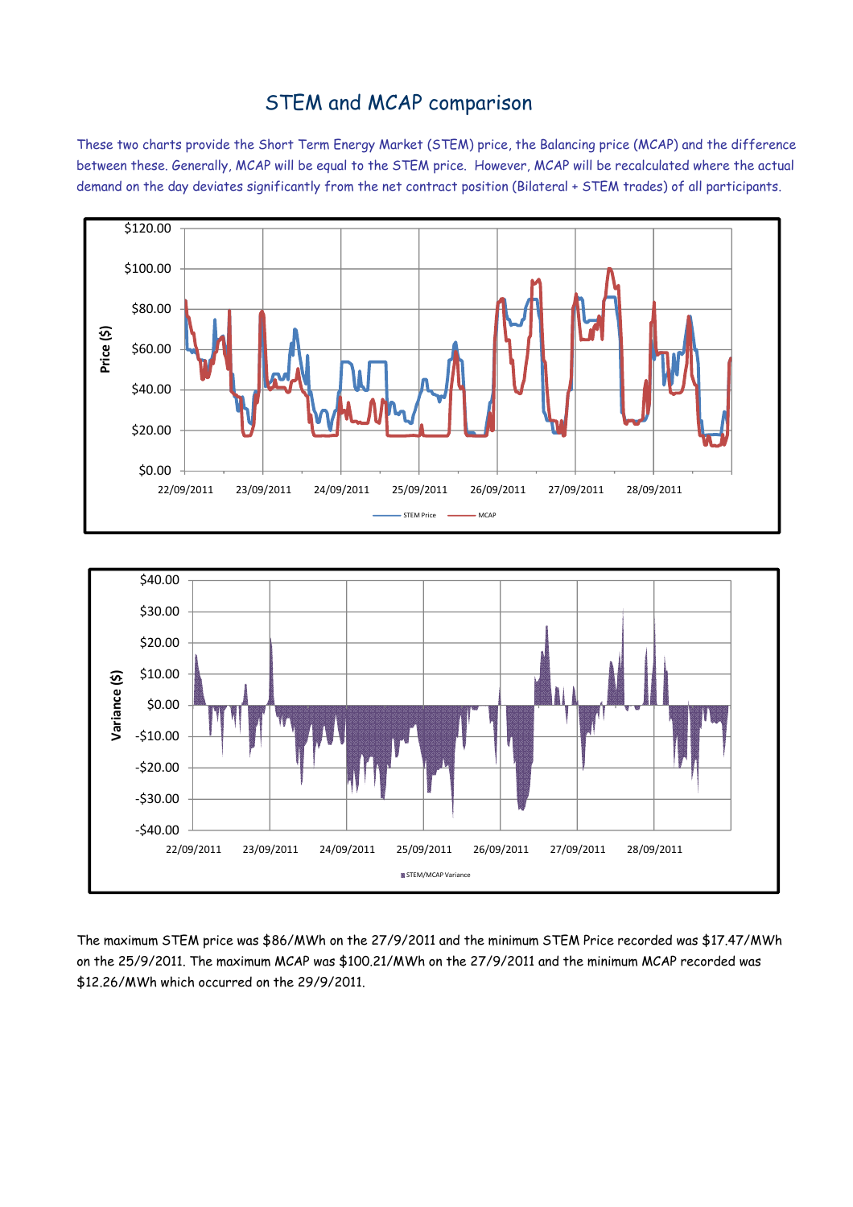# STEM and MCAP comparison

These two charts provide the Short Term Energy Market (STEM) price, the Balancing price (MCAP) and the difference between these. Generally, MCAP will be equal to the STEM price. However, MCAP will be recalculated where the actual demand on the day deviates significantly from the net contract position (Bilateral + STEM trades) of all participants.

Price ($)

$120.00
$100.00
$80.00
$60.00
$40.00
$20.00
$0.00

22/09/2011 23/09/2011 24/09/2011 25/09/2011 26/09/2011 27/09/2011 28/09/2011

STEM Price MCAP

Variance ($)

$40.00
$30.00
$20.00
$10.00
$0.00
-$10.00
-$20.00
-$30.00
-$40.00

22/09/2011 23/09/2011 24/09/2011 25/09/2011 26/09/2011 27/09/2011 28/09/2011

STEM/MCAP Variance

The maximum STEM price was $86/MWh on the 27/9/2011 and the minimum STEM Price recorded was $17.47/MWh on the 25/9/2011. The maximum MCAP was $100.21/MWh on the 27/9/2011 and the minimum MCAP recorded was $12.26/MWh which occurred on the 29/9/2011.